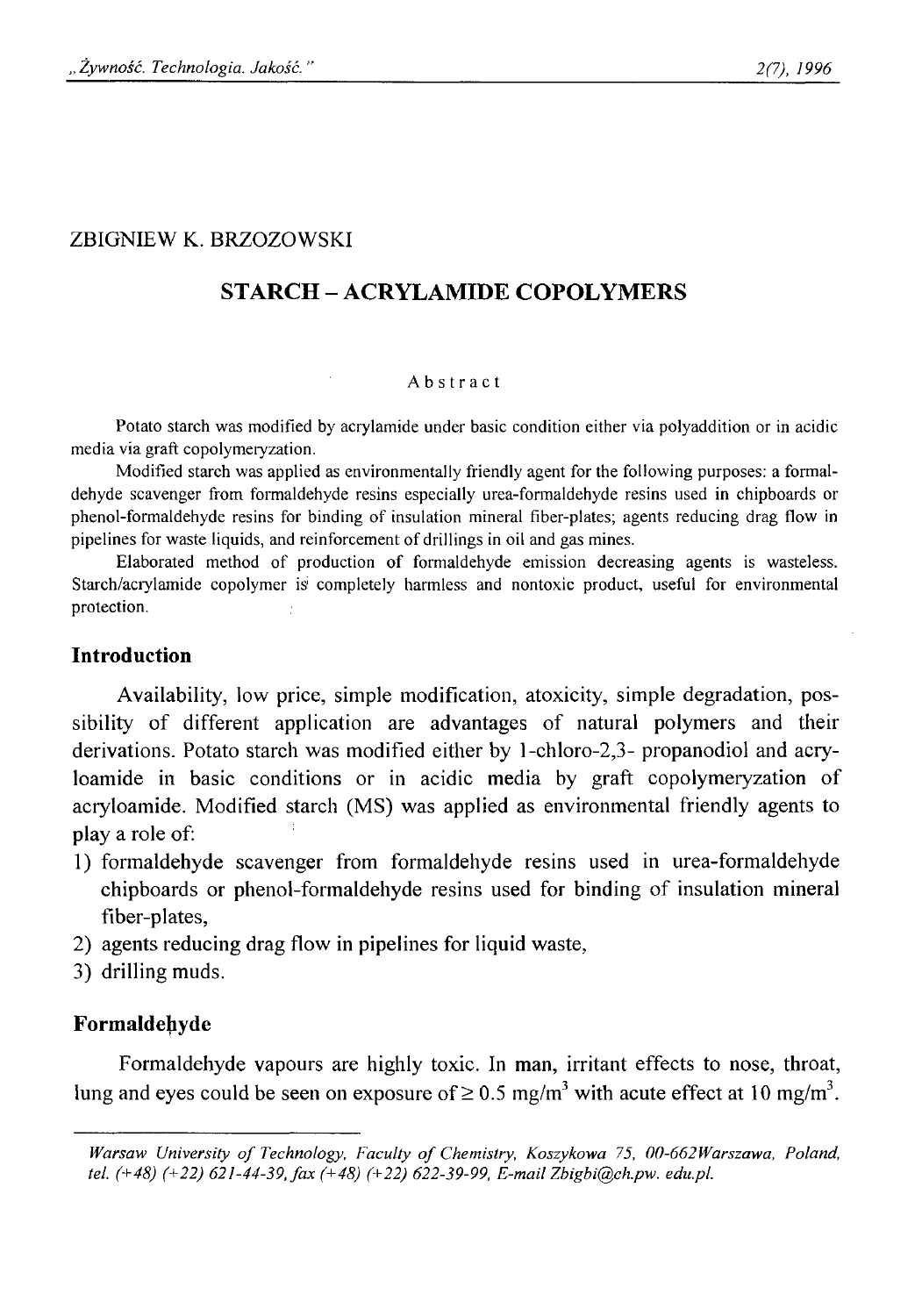ZBIGNIEW K. BRZOZOWSKI

# STARCH – ACRYLAMIDE COPOLYMERS

## Abstract

Potato starch was modified by acrylamide under basic condition either via polyaddition or in acidic media via graft copolymeryzation.

Modified starch was applied as environmentally friendly agent for the following purposes: a formaldehyde scavenger from formaldehyde resins especially urea-formaldehyde resins used in chipboards or phenol-formaldehyde resins for binding of insulation mineral fiber-plates; agents reducing drag flow in pipelines for waste liquids, and reinforcement of drillings in oil and gas mines.

Elaborated method of production of formaldehyde emission decreasing agents is wasteless. Starch/acrylamide copolymer is completely harmless and nontoxic product, useful for environmental protection.

## Introduction

Availability, low price, simple modification, atoxicity, simple degradation, possibility of different application are advantages of natural polymers and their derivations. Potato starch was modified either by 1-chloro-2,3- propanodiol and acryloamide in basic conditions or in acidic media by graft copolymeryzation of acryloamide. Modified starch (MS) was applied as environmental friendly agents to play a role of:

1) formaldehyde scavenger from formaldehyde resins used in urea-formaldehyde chipboards or phenol-formaldehyde resins used for binding of insulation mineral fiber-plates,
2) agents reducing drag flow in pipelines for liquid waste,
3) drilling muds.

## Formaldehyde

Formaldehyde vapours are highly toxic. In man, irritant effects to nose, throat, lung and eyes could be seen on exposure of $\geq 0.5$ mg/m$^3$ with acute effect at 10 mg/m$^3$.

---

*Warsaw University of Technology, Faculty of Chemistry, Koszykowa 75, 00-662Warszawa, Poland, tel. (+48) (+22) 621-44-39, fax (+48) (+22) 622-39-99, E-mail Zbigbi@ch.pw. edu.pl.*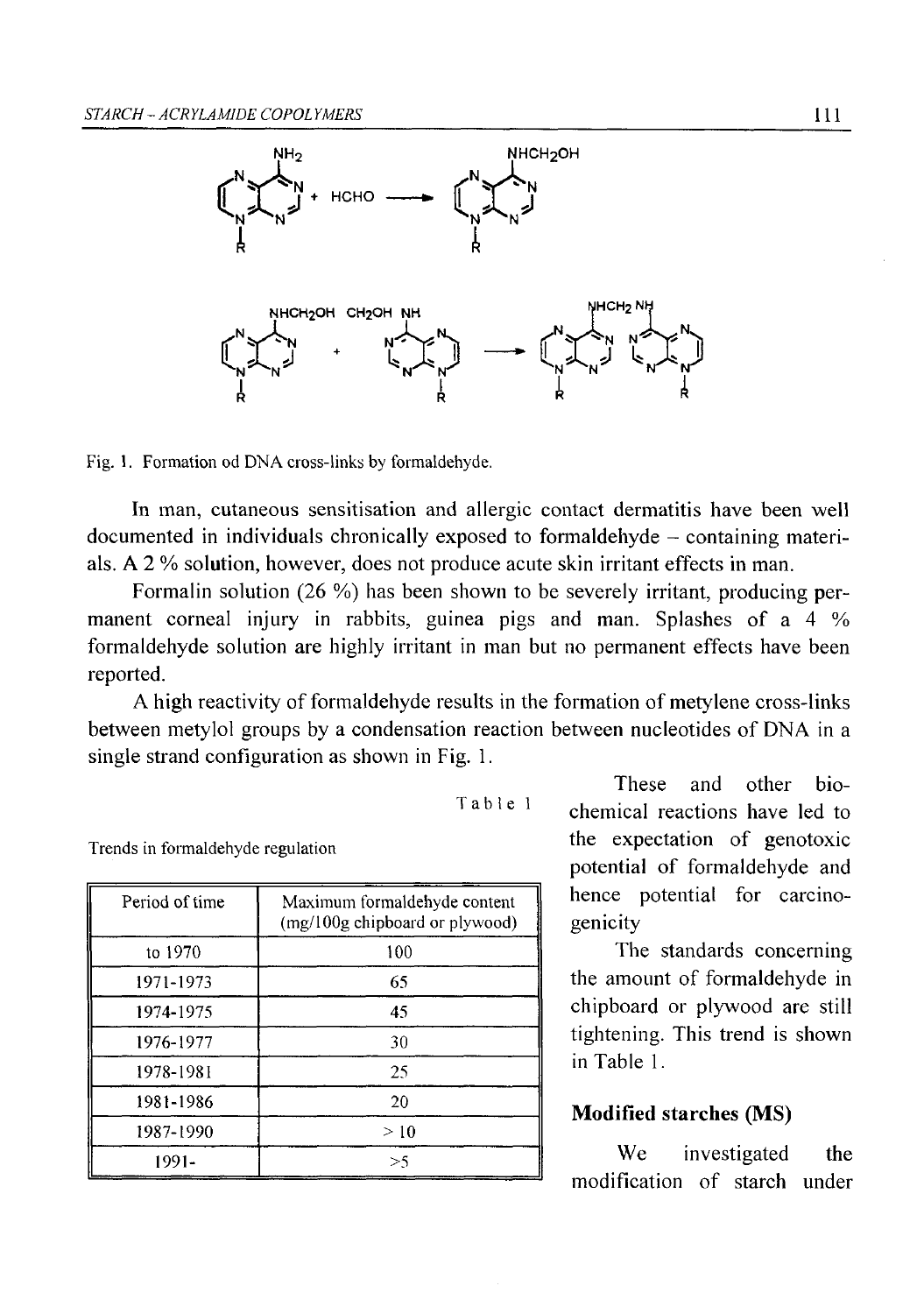Fig. 1. Formation od DNA cross-links by formaldehyde.

In man, cutaneous sensitisation and allergic contact dermatitis have been well documented in individuals chronically exposed to formaldehyde – containing materials. A 2 % solution, however, does not produce acute skin irritant effects in man.

Formalin solution (26 %) has been shown to be severely irritant, producing permanent corneal injury in rabbits, guinea pigs and man. Splashes of a 4 % formaldehyde solution are highly irritant in man but no permanent effects have been reported.

A high reactivity of formaldehyde results in the formation of metylene cross-links between metylol groups by a condensation reaction between nucleotides of DNA in a single strand configuration as shown in Fig. 1.

These and other biochemical reactions have led to the expectation of genotoxic potential of formaldehyde and hence potential for carcinogenicity

The standards concerning the amount of formaldehyde in chipboard or plywood are still tightening. This trend is shown in Table 1.

Table 1

Trends in formaldehyde regulation

| Period of time | Maximum formaldehyde content (mg/100g chipboard or plywood) |
|---|---|
| to 1970 | 100 |
| 1971-1973 | 65 |
| 1974-1975 | 45 |
| 1976-1977 | 30 |
| 1978-1981 | 25 |
| 1981-1986 | 20 |
| 1987-1990 | > 10 |
| 1991- | >5 |

## Modified starches (MS)

We investigated the modification of starch under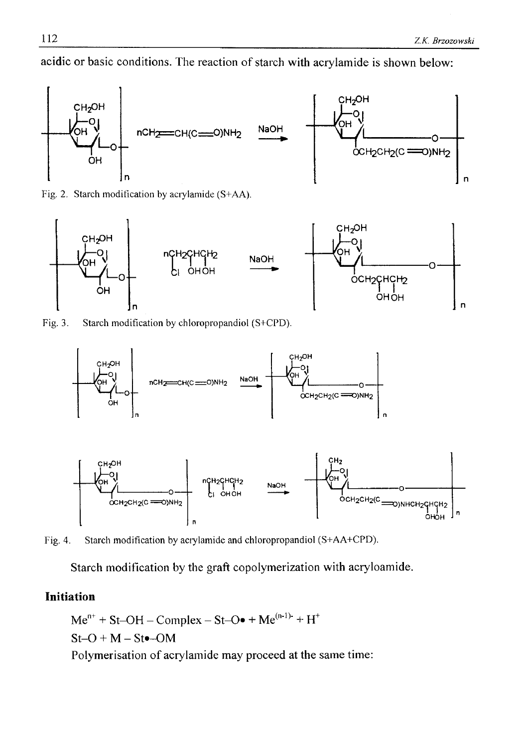acidic or basic conditions. The reaction of starch with acrylamide is shown below:

Fig. 2. Starch modification by acrylamide (S+AA).

Fig. 3. Starch modification by chloropropandiol (S+CPD).

Fig. 4. Starch modification by acrylamide and chloropropandiol (S+AA+CPD).

Starch modification by the graft copolymerization with acryloamide.

### Initiation

$Me^{n+}$ + St–OH – Complex – St–O• + $Me^{(n-1)-}$ + $H^{+}$

St–O + M – St•–OM

Polymerisation of acrylamide may proceed at the same time: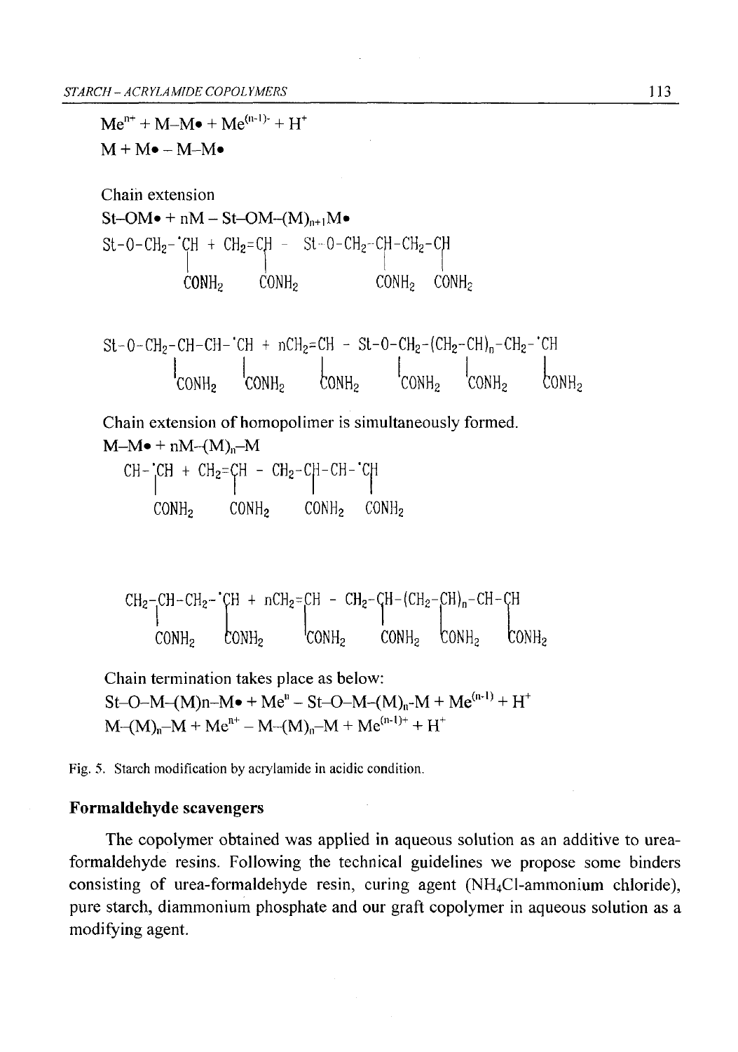$Me^{n+} + M\text{–}M\bullet + Me^{(n-1)\cdot} + H^+$

$M + M\bullet - M\text{–}M\bullet$

Chain extension

$St\text{–}OM\bullet + nM - St\text{–}OM\text{–}(M)_{n+1}M\bullet$

$$St\text{-}O\text{-}CH_2\text{-}\dot{C}H(CONH_2) + CH_2{=}CH(CONH_2) - St\text{-}O\text{-}CH_2\text{-}CH(CONH_2)\text{-}CH_2\text{-}\dot{C}H(CONH_2)$$

$$St\text{-}O\text{-}CH_2\text{-}CH(CONH_2)\text{-}CH(CONH_2)\text{-}\dot{C}H(CONH_2) + nCH_2{=}CH(CONH_2) - St\text{-}O\text{-}CH_2\text{-}(CH_2\text{-}CH(CONH_2))_n\text{-}CH_2\text{-}\dot{C}H(CONH_2)$$

Chain extension of homopolimer is simultaneously formed.

$M\text{–}M\bullet + nM\text{–}(M)_n\text{–}M$

$$CH(CONH_2)\text{-}\dot{C}H + CH_2{=}CH(CONH_2) - CH_2\text{-}CH(CONH_2)\text{-}CH\text{-}\dot{C}H(CONH_2)$$

$$CH_2\text{-}CH(CONH_2)\text{-}CH_2\text{-}\dot{C}H(CONH_2) + nCH_2{=}CH(CONH_2) - CH_2\text{-}CH(CONH_2)\text{-}(CH_2\text{-}CH(CONH_2))_n\text{-}CH\text{-}CH(CONH_2)$$

Chain termination takes place as below:

$St\text{–}O\text{–}M\text{–}(M)n\text{–}M\bullet + Me^{n} - St\text{–}O\text{–}M\text{–}(M)_n\text{-}M + Me^{(n-1)} + H^+$

$M\text{–}(M)_n\text{–}M + Me^{n+} - M\text{–}(M)_n\text{–}M + Me^{(n-1)+} + H^+$

Fig. 5. Starch modification by acrylamide in acidic condition.

## Formaldehyde scavengers

The copolymer obtained was applied in aqueous solution as an additive to urea-formaldehyde resins. Following the technical guidelines we propose some binders consisting of urea-formaldehyde resin, curing agent ($NH_4Cl$-ammonium chloride), pure starch, diammonium phosphate and our graft copolymer in aqueous solution as a modifying agent.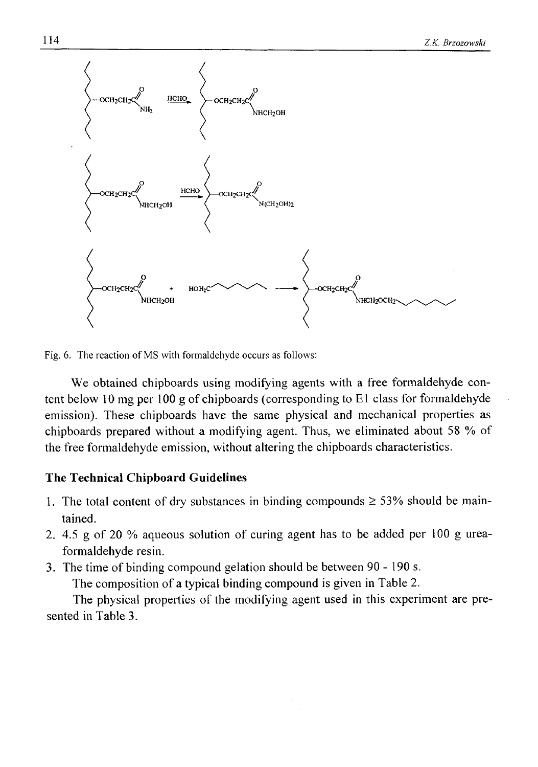Fig. 6. The reaction of MS with formaldehyde occurs as follows:

We obtained chipboards using modifying agents with a free formaldehyde content below 10 mg per 100 g of chipboards (corresponding to E1 class for formaldehyde emission). These chipboards have the same physical and mechanical properties as chipboards prepared without a modifying agent. Thus, we eliminated about 58 % of the free formaldehyde emission, without altering the chipboards characteristics.

### The Technical Chipboard Guidelines

1. The total content of dry substances in binding compounds ≥ 53% should be maintained.
2. 4.5 g of 20 % aqueous solution of curing agent has to be added per 100 g urea-formaldehyde resin.
3. The time of binding compound gelation should be between 90 - 190 s.

The composition of a typical binding compound is given in Table 2.

The physical properties of the modifying agent used in this experiment are presented in Table 3.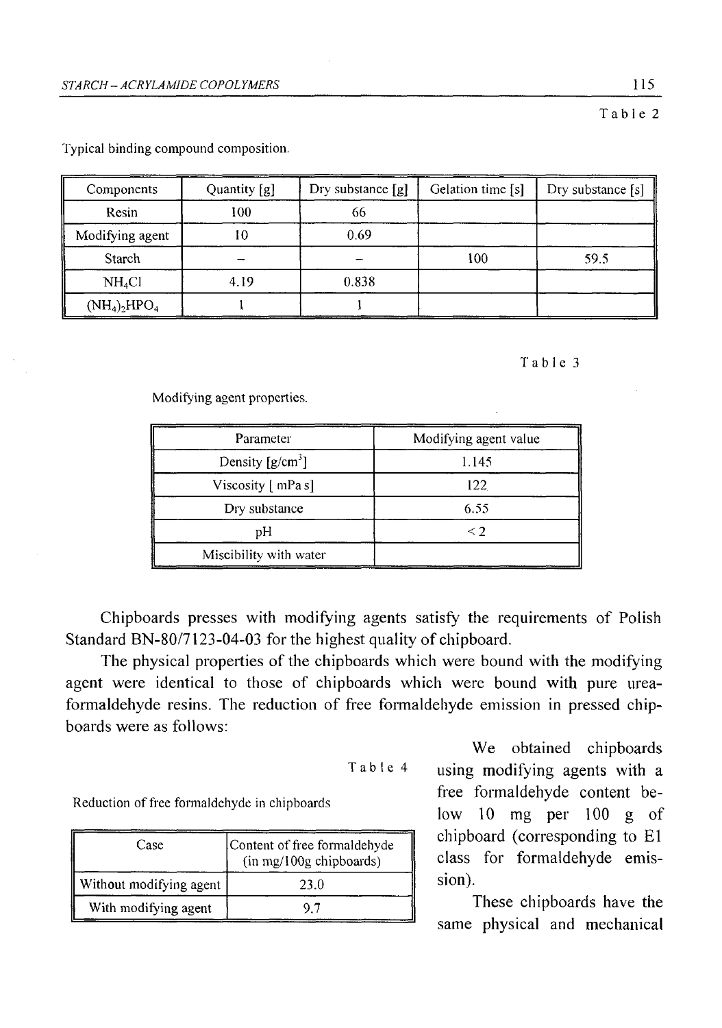Table 2

Typical binding compound composition.

| Components | Quantity [g] | Dry substance [g] | Gelation time [s] | Dry substance [s] |
|---|---|---|---|---|
| Resin | 100 | 66 | | |
| Modifying agent | 10 | 0.69 | | |
| Starch | – | – | 100 | 59.5 |
| $NH_4Cl$ | 4.19 | 0.838 | | |
| $(NH_4)_2HPO_4$ | 1 | 1 | | |

Table 3

Modifying agent properties.

| Parameter | Modifying agent value |
|---|---|
| Density [g/cm$^3$] | 1.145 |
| Viscosity [ mPa s] | 122 |
| Dry substance | 6.55 |
| pH | < 2 |
| Miscibility with water | |

Chipboards presses with modifying agents satisfy the requirements of Polish Standard BN-80/7123-04-03 for the highest quality of chipboard.

The physical properties of the chipboards which were bound with the modifying agent were identical to those of chipboards which were bound with pure urea-formaldehyde resins. The reduction of free formaldehyde emission in pressed chipboards were as follows:

Table 4

Reduction of free formaldehyde in chipboards

| Case | Content of free formaldehyde (in mg/100g chipboards) |
|---|---|
| Without modifying agent | 23.0 |
| With modifying agent | 9.7 |

We obtained chipboards using modifying agents with a free formaldehyde content below 10 mg per 100 g of chipboard (corresponding to E1 class for formaldehyde emission).

These chipboards have the same physical and mechanical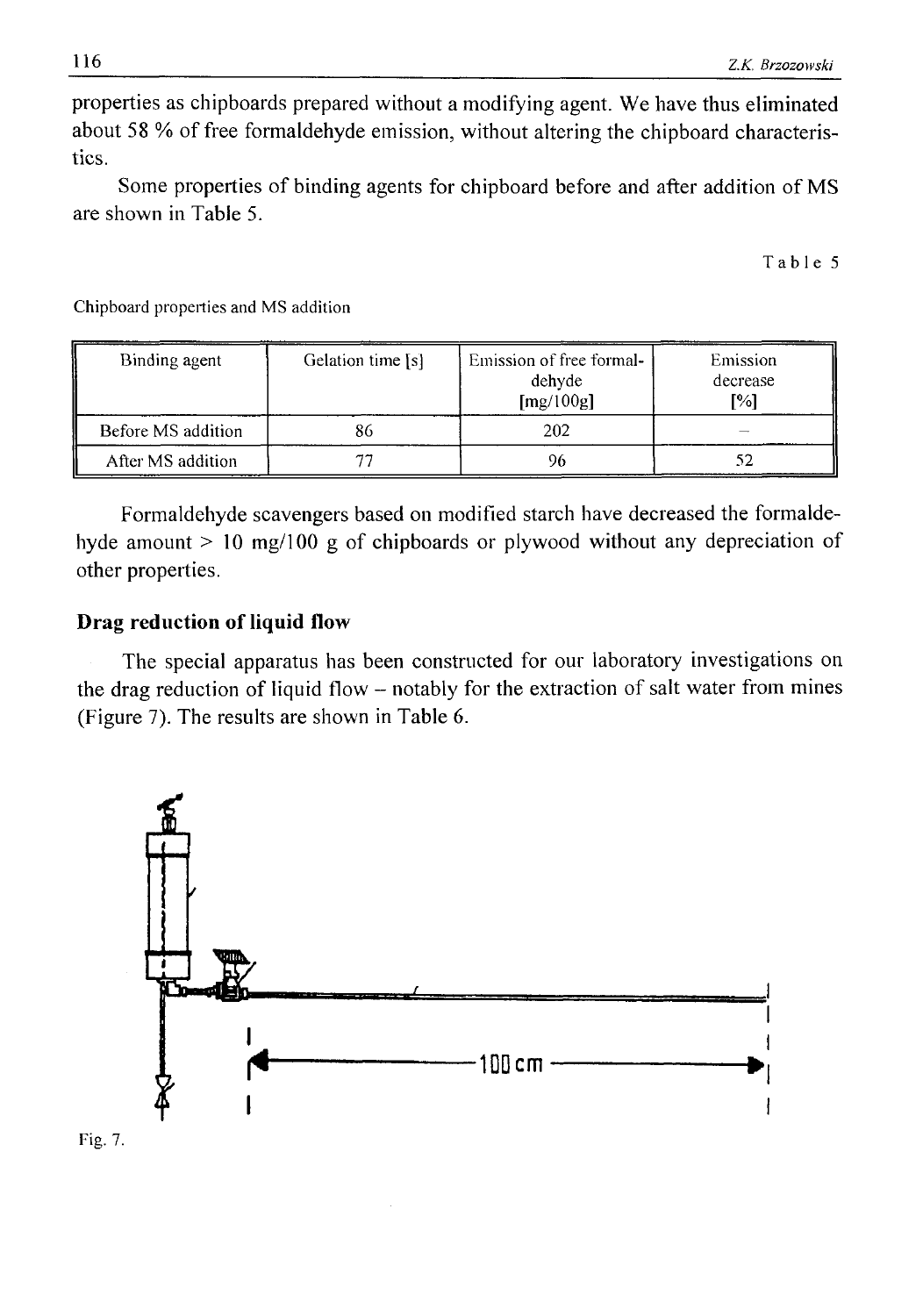properties as chipboards prepared without a modifying agent. We have thus eliminated about 58 % of free formaldehyde emission, without altering the chipboard characteristics.

Some properties of binding agents for chipboard before and after addition of MS are shown in Table 5.

Table 5

Chipboard properties and MS addition

| Binding agent | Gelation time [s] | Emission of free formaldehyde [mg/100g] | Emission decrease [%] |
|---|---|---|---|
| Before MS addition | 86 | 202 | – |
| After MS addition | 77 | 96 | 52 |

Formaldehyde scavengers based on modified starch have decreased the formaldehyde amount > 10 mg/100 g of chipboards or plywood without any depreciation of other properties.

## Drag reduction of liquid flow

The special apparatus has been constructed for our laboratory investigations on the drag reduction of liquid flow – notably for the extraction of salt water from mines (Figure 7). The results are shown in Table 6.

Fig. 7.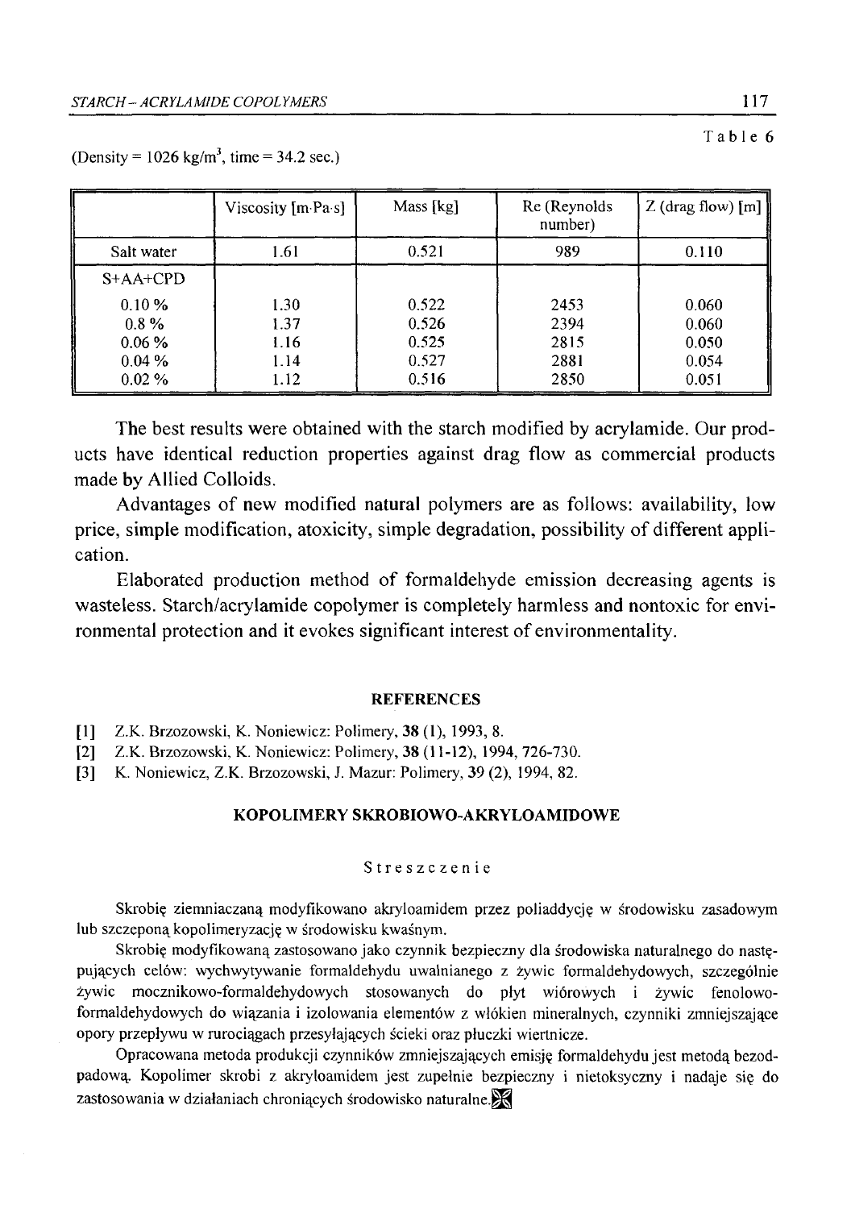Table 6

(Density = 1026 kg/m$^3$, time = 34.2 sec.)

| | Viscosity [m·Pa·s] | Mass [kg] | Re (Reynolds number) | Z (drag flow) [m] |
|---|---|---|---|---|
| Salt water | 1.61 | 0.521 | 989 | 0.110 |
| S+AA+CPD | | | | |
| 0.10 % | 1.30 | 0.522 | 2453 | 0.060 |
| 0.8 % | 1.37 | 0.526 | 2394 | 0.060 |
| 0.06 % | 1.16 | 0.525 | 2815 | 0.050 |
| 0.04 % | 1.14 | 0.527 | 2881 | 0.054 |
| 0.02 % | 1.12 | 0.516 | 2850 | 0.051 |

The best results were obtained with the starch modified by acrylamide. Our products have identical reduction properties against drag flow as commercial products made by Allied Colloids.

Advantages of new modified natural polymers are as follows: availability, low price, simple modification, atoxicity, simple degradation, possibility of different application.

Elaborated production method of formaldehyde emission decreasing agents is wasteless. Starch/acrylamide copolymer is completely harmless and nontoxic for environmental protection and it evokes significant interest of environmentality.

## REFERENCES

[1] Z.K. Brzozowski, K. Noniewicz: Polimery, **38** (1), 1993, 8.

[2] Z.K. Brzozowski, K. Noniewicz: Polimery, **38** (11-12), 1994, 726-730.

[3] K. Noniewicz, Z.K. Brzozowski, J. Mazur: Polimery, 39 (2), 1994, 82.

## KOPOLIMERY SKROBIOWO-AKRYLOAMIDOWE

### Streszczenie

Skrobię ziemniaczaną modyfikowano akryloamidem przez poliaddycję w środowisku zasadowym lub szczepioną kopolimeryzację w środowisku kwaśnym.

Skrobię modyfikowaną zastosowano jako czynnik bezpieczny dla środowiska naturalnego do następujących celów: wychwytywanie formaldehydu uwalnianego z żywic formaldehydowych, szczególnie żywic mocznikowo-formaldehydowych stosowanych do płyt wiórowych i żywic fenolowo-formaldehydowych do wiązania i izolowania elementów z włókien mineralnych, czynniki zmniejszające opory przepływu w rurociągach przesyłających ścieki oraz płuczki wiertnicze.

Opracowana metoda produkcji czynników zmniejszających emisję formaldehydu jest metodą bezodpadową. Kopolimer skrobi z akryloamidem jest zupełnie bezpieczny i nietoksyczny i nadaje się do zastosowania w działaniach chroniących środowisko naturalne.